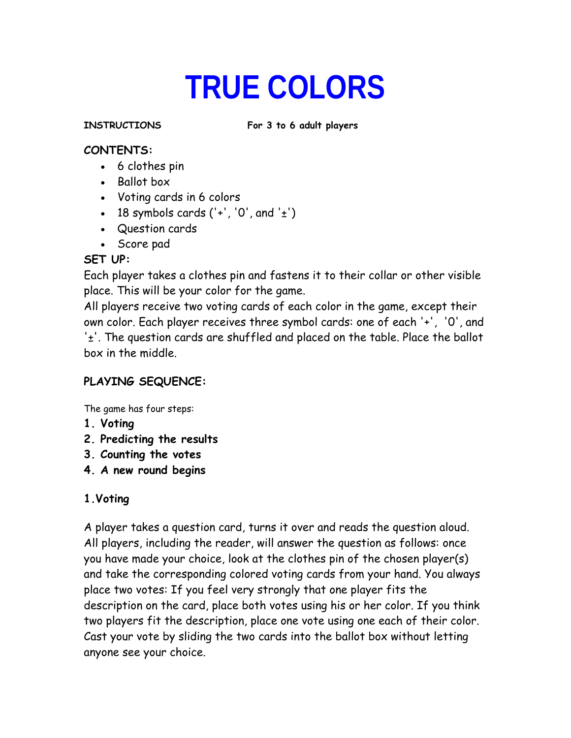# TRUE COLORS

**INSTRUCTIONS** **For 3 to 6 adult players**

**CONTENTS:**

- 6 clothes pin
- Ballot box
- Voting cards in 6 colors
- 18 symbols cards ('+', '0', and '±')
- Question cards
- Score pad

**SET UP:**

Each player takes a clothes pin and fastens it to their collar or other visible place. This will be your color for the game.

All players receive two voting cards of each color in the game, except their own color. Each player receives three symbol cards: one of each '+', '0', and '±'. The question cards are shuffled and placed on the table. Place the ballot box in the middle.

**PLAYING SEQUENCE:**

The game has four steps:

1. **Voting**
2. **Predicting the results**
3. **Counting the votes**
4. **A new round begins**

**1.Voting**

A player takes a question card, turns it over and reads the question aloud. All players, including the reader, will answer the question as follows: once you have made your choice, look at the clothes pin of the chosen player(s) and take the corresponding colored voting cards from your hand. You always place two votes: If you feel very strongly that one player fits the description on the card, place both votes using his or her color. If you think two players fit the description, place one vote using one each of their color. Cast your vote by sliding the two cards into the ballot box without letting anyone see your choice.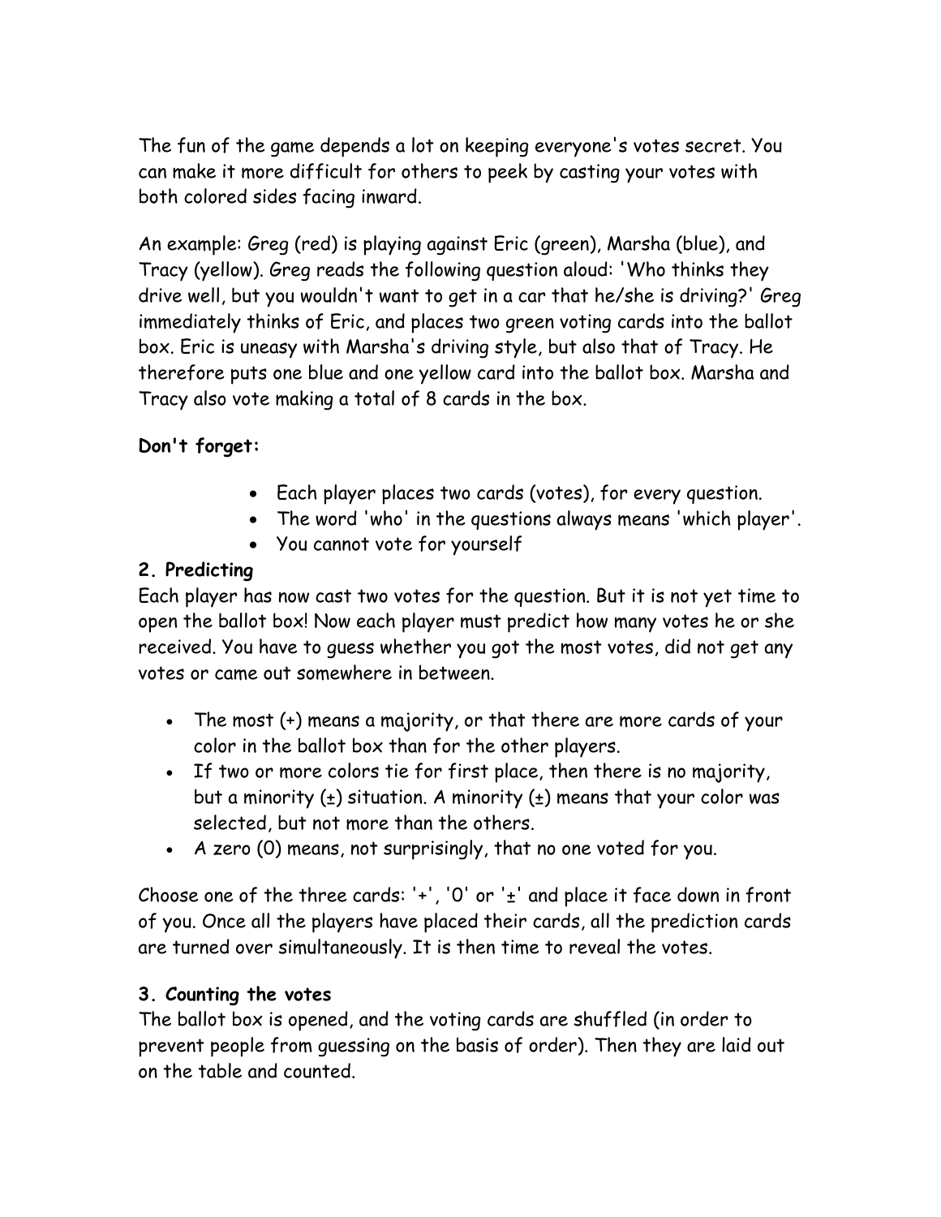The fun of the game depends a lot on keeping everyone's votes secret. You can make it more difficult for others to peek by casting your votes with both colored sides facing inward.

An example: Greg (red) is playing against Eric (green), Marsha (blue), and Tracy (yellow). Greg reads the following question aloud: 'Who thinks they drive well, but you wouldn't want to get in a car that he/she is driving?' Greg immediately thinks of Eric, and places two green voting cards into the ballot box. Eric is uneasy with Marsha's driving style, but also that of Tracy. He therefore puts one blue and one yellow card into the ballot box. Marsha and Tracy also vote making a total of 8 cards in the box.

**Don't forget:**

- Each player places two cards (votes), for every question.
- The word 'who' in the questions always means 'which player'.
- You cannot vote for yourself

**2. Predicting**

Each player has now cast two votes for the question. But it is not yet time to open the ballot box! Now each player must predict how many votes he or she received. You have to guess whether you got the most votes, did not get any votes or came out somewhere in between.

- The most (+) means a majority, or that there are more cards of your color in the ballot box than for the other players.
- If two or more colors tie for first place, then there is no majority, but a minority (±) situation. A minority (±) means that your color was selected, but not more than the others.
- A zero (0) means, not surprisingly, that no one voted for you.

Choose one of the three cards: '+', '0' or '±' and place it face down in front of you. Once all the players have placed their cards, all the prediction cards are turned over simultaneously. It is then time to reveal the votes.

**3. Counting the votes**

The ballot box is opened, and the voting cards are shuffled (in order to prevent people from guessing on the basis of order). Then they are laid out on the table and counted.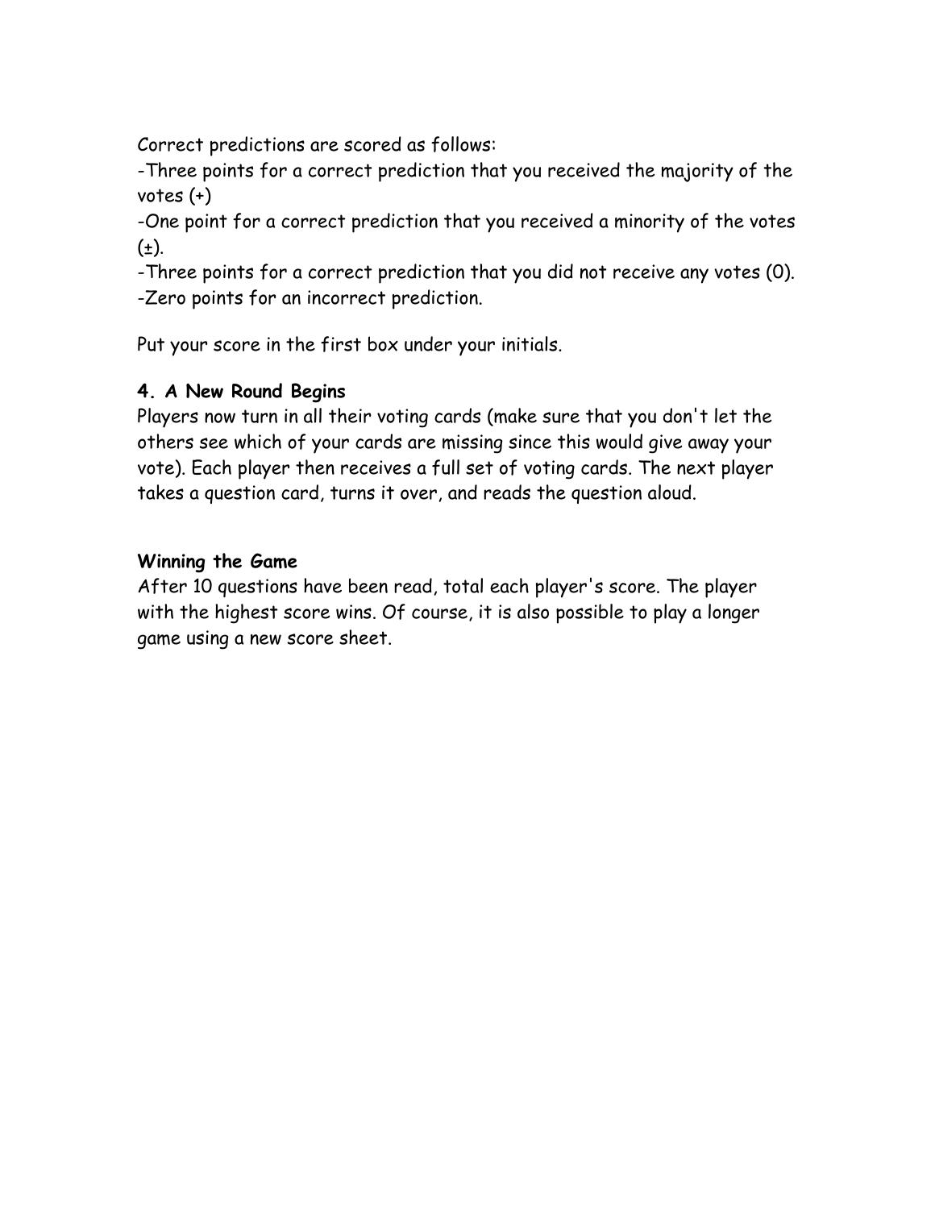Correct predictions are scored as follows:

-Three points for a correct prediction that you received the majority of the votes (+)

-One point for a correct prediction that you received a minority of the votes (±).

-Three points for a correct prediction that you did not receive any votes (0).

-Zero points for an incorrect prediction.

Put your score in the first box under your initials.

**4. A New Round Begins**

Players now turn in all their voting cards (make sure that you don't let the others see which of your cards are missing since this would give away your vote). Each player then receives a full set of voting cards. The next player takes a question card, turns it over, and reads the question aloud.

**Winning the Game**

After 10 questions have been read, total each player's score. The player with the highest score wins. Of course, it is also possible to play a longer game using a new score sheet.